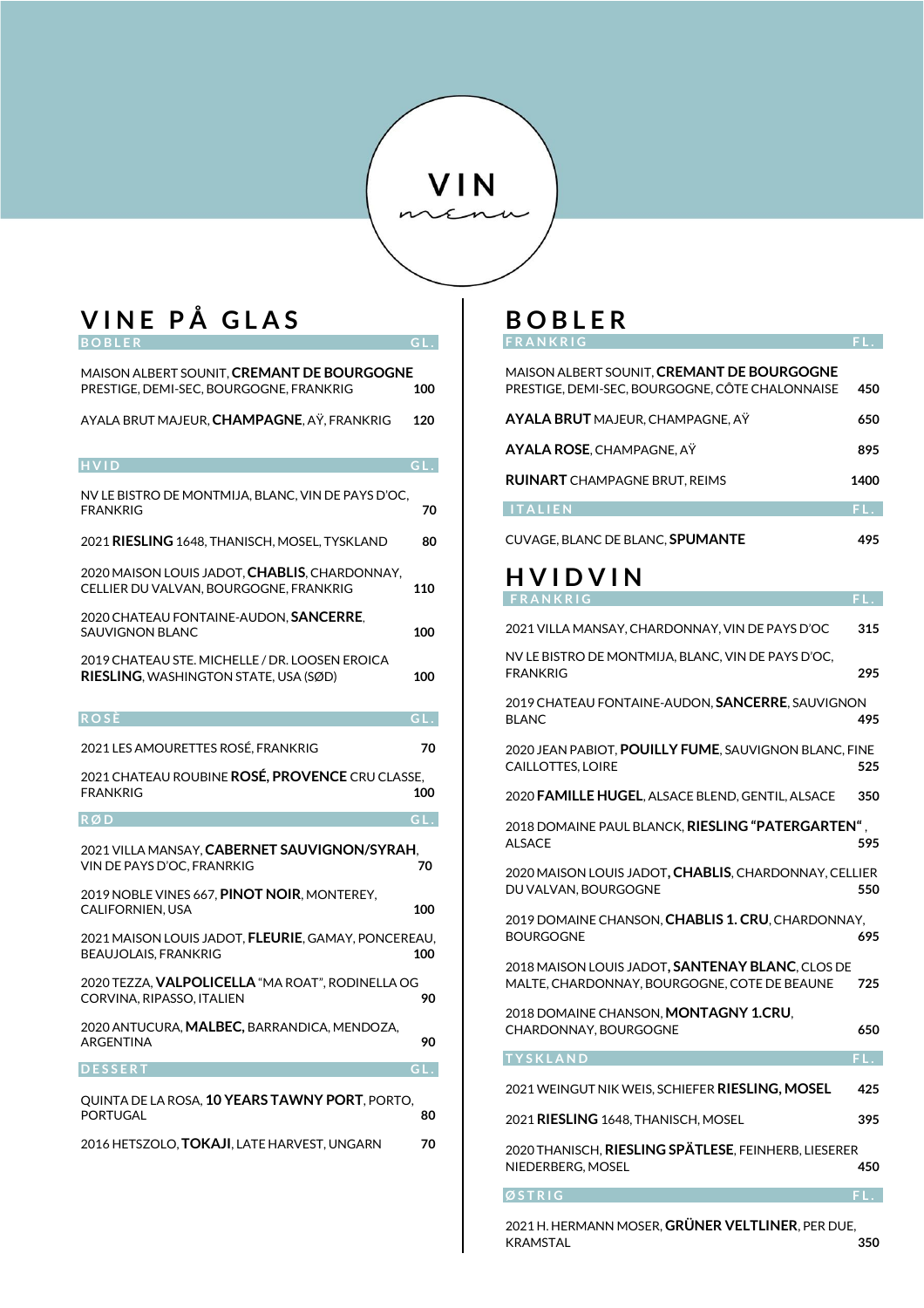# VIN
*menu*

## VINE PÅ GLAS

### BOBLER — GL.

MAISON ALBERT SOUNIT, **CREMANT DE BOURGOGNE** PRESTIGE, DEMI-SEC, BOURGOGNE, FRANKRIG — 100

AYALA BRUT MAJEUR, **CHAMPAGNE**, AŸ, FRANKRIG — 120

### HVID — GL.

NV LE BISTRO DE MONTMIJA, BLANC, VIN DE PAYS D'OC, FRANKRIG — 70

2021 **RIESLING** 1648, THANISCH, MOSEL, TYSKLAND — 80

2020 MAISON LOUIS JADOT, **CHABLIS**, CHARDONNAY, CELLIER DU VALVAN, BOURGOGNE, FRANKRIG — 110

2020 CHATEAU FONTAINE-AUDON, **SANCERRE**, SAUVIGNON BLANC — 100

2019 CHATEAU STE. MICHELLE / DR. LOOSEN EROICA **RIESLING**, WASHINGTON STATE, USA (SØD) — 100

### ROSÈ — GL.

2021 LES AMOURETTES ROSÉ, FRANKRIG — 70

2021 CHATEAU ROUBINE **ROSÉ, PROVENCE** CRU CLASSE, FRANKRIG — 100

### RØD — GL.

2021 VILLA MANSAY, **CABERNET SAUVIGNON/SYRAH**, VIN DE PAYS D'OC, FRANRKIG — 70

2019 NOBLE VINES 667, **PINOT NOIR**, MONTEREY, CALIFORNIEN, USA — 100

2021 MAISON LOUIS JADOT, **FLEURIE**, GAMAY, PONCEREAU, BEAUJOLAIS, FRANKRIG — 100

2020 TEZZA, **VALPOLICELLA** "MA ROAT", RODINELLA OG CORVINA, RIPASSO, ITALIEN — 90

2020 ANTUCURA, **MALBEC,** BARRANDICA, MENDOZA, ARGENTINA — 90

### DESSERT — GL.

QUINTA DE LA ROSA, **10 YEARS TAWNY PORT**, PORTO, PORTUGAL — 80

2016 HETSZOLO, **TOKAJI**, LATE HARVEST, UNGARN — 70

## BOBLER

### FRANKRIG — FL.

MAISON ALBERT SOUNIT, **CREMANT DE BOURGOGNE** PRESTIGE, DEMI-SEC, BOURGOGNE, CÔTE CHALONNAISE — 450

**AYALA BRUT** MAJEUR, CHAMPAGNE, AŸ — 650

**AYALA ROSE**, CHAMPAGNE, AŸ — 895

**RUINART** CHAMPAGNE BRUT, REIMS — 1400

### ITALIEN — FL.

CUVAGE, BLANC DE BLANC, **SPUMANTE** — 495

## HVIDVIN

### FRANKRIG — FL.

2021 VILLA MANSAY, CHARDONNAY, VIN DE PAYS D'OC — 315

NV LE BISTRO DE MONTMIJA, BLANC, VIN DE PAYS D'OC, FRANKRIG — 295

2019 CHATEAU FONTAINE-AUDON, **SANCERRE**, SAUVIGNON BLANC — 495

2020 JEAN PABIOT, **POUILLY FUME**, SAUVIGNON BLANC, FINE CAILLOTTES, LOIRE — 525

2020 **FAMILLE HUGEL**, ALSACE BLEND, GENTIL, ALSACE — 350

2018 DOMAINE PAUL BLANCK, **RIESLING "PATERGARTEN"**, ALSACE — 595

2020 MAISON LOUIS JADOT**, CHABLIS**, CHARDONNAY, CELLIER DU VALVAN, BOURGOGNE — 550

2019 DOMAINE CHANSON, **CHABLIS 1. CRU**, CHARDONNAY, BOURGOGNE — 695

2018 MAISON LOUIS JADOT**, SANTENAY BLANC**, CLOS DE MALTE, CHARDONNAY, BOURGOGNE, COTE DE BEAUNE — 725

2018 DOMAINE CHANSON, **MONTAGNY 1.CRU**, CHARDONNAY, BOURGOGNE — 650

### TYSKLAND — FL.

2021 WEINGUT NIK WEIS, SCHIEFER **RIESLING, MOSEL** — 425

2021 **RIESLING** 1648, THANISCH, MOSEL — 395

2020 THANISCH, **RIESLING SPÄTLESE**, FEINHERB, LIESERER NIEDERBERG, MOSEL — 450

### ØSTRIG — FL.

2021 H. HERMANN MOSER, **GRÜNER VELTLINER**, PER DUE, KRAMSTAL — 350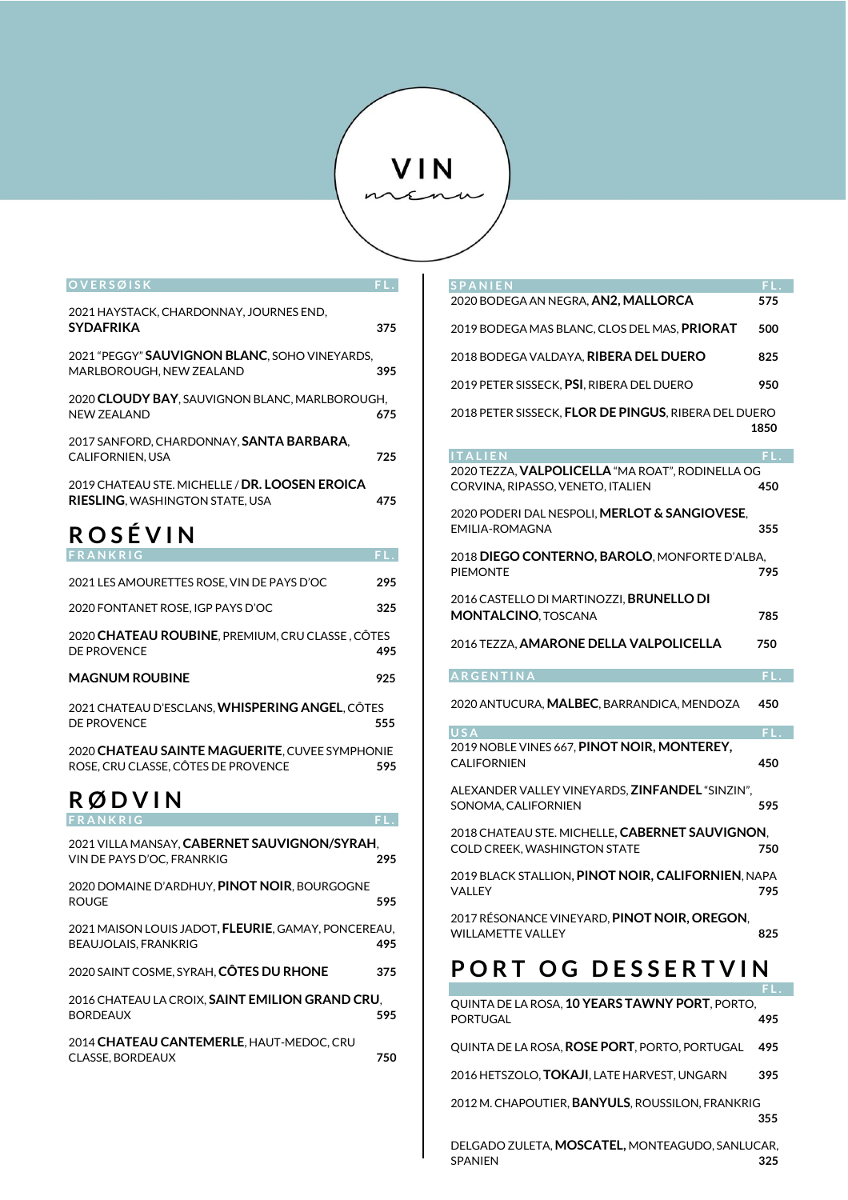# VIN

*menu*

## OVERSØISK

| | FL. |
|---|---|
| 2021 HAYSTACK, CHARDONNAY, JOURNES END, **SYDAFRIKA** | 375 |
| 2021 "PEGGY" **SAUVIGNON BLANC**, SOHO VINEYARDS, MARLBOROUGH, NEW ZEALAND | 395 |
| 2020 **CLOUDY BAY**, SAUVIGNON BLANC, MARLBOROUGH, NEW ZEALAND | 675 |
| 2017 SANFORD, CHARDONNAY, **SANTA BARBARA**, CALIFORNIEN, USA | 725 |
| 2019 CHATEAU STE. MICHELLE / **DR. LOOSEN EROICA RIESLING**, WASHINGTON STATE, USA | 475 |

# ROSÉVIN

## FRANKRIG

| | FL. |
|---|---|
| 2021 LES AMOURETTES ROSE, VIN DE PAYS D'OC | 295 |
| 2020 FONTANET ROSE, IGP PAYS D'OC | 325 |
| 2020 **CHATEAU ROUBINE**, PREMIUM, CRU CLASSE , CÔTES DE PROVENCE | 495 |
| **MAGNUM ROUBINE** | 925 |
| 2021 CHATEAU D'ESCLANS, **WHISPERING ANGEL**, CÔTES DE PROVENCE | 555 |
| 2020 **CHATEAU SAINTE MAGUERITE**, CUVEE SYMPHONIE ROSE, CRU CLASSE, CÔTES DE PROVENCE | 595 |

# RØDVIN

## FRANKRIG

| | FL. |
|---|---|
| 2021 VILLA MANSAY, **CABERNET SAUVIGNON/SYRAH**, VIN DE PAYS D'OC, FRANRKIG | 295 |
| 2020 DOMAINE D'ARDHUY, **PINOT NOIR**, BOURGOGNE ROUGE | 595 |
| 2021 MAISON LOUIS JADOT, **FLEURIE**, GAMAY, PONCEREAU, BEAUJOLAIS, FRANKRIG | 495 |
| 2020 SAINT COSME, SYRAH, **CÔTES DU RHONE** | 375 |
| 2016 CHATEAU LA CROIX, **SAINT EMILION GRAND CRU**, BORDEAUX | 595 |
| 2014 **CHATEAU CANTEMERLE**, HAUT-MEDOC, CRU CLASSE, BORDEAUX | 750 |

## SPANIEN

| | FL. |
|---|---|
| 2020 BODEGA AN NEGRA, **AN2, MALLORCA** | 575 |
| 2019 BODEGA MAS BLANC, CLOS DEL MAS, **PRIORAT** | 500 |
| 2018 BODEGA VALDAYA, **RIBERA DEL DUERO** | 825 |
| 2019 PETER SISSECK, **PSI**, RIBERA DEL DUERO | 950 |
| 2018 PETER SISSECK, **FLOR DE PINGUS**, RIBERA DEL DUERO | 1850 |

## ITALIEN

| | FL. |
|---|---|
| 2020 TEZZA, **VALPOLICELLA** "MA ROAT", RODINELLA OG CORVINA, RIPASSO, VENETO, ITALIEN | 450 |
| 2020 PODERI DAL NESPOLI, **MERLOT & SANGIOVESE**, EMILIA-ROMAGNA | 355 |
| 2018 **DIEGO CONTERNO, BAROLO**, MONFORTE D'ALBA, PIEMONTE | 795 |
| 2016 CASTELLO DI MARTINOZZI, **BRUNELLO DI MONTALCINO**, TOSCANA | 785 |
| 2016 TEZZA, **AMARONE DELLA VALPOLICELLA** | 750 |

## ARGENTINA

| | FL. |
|---|---|
| 2020 ANTUCURA, **MALBEC**, BARRANDICA, MENDOZA | 450 |

## USA

| | FL. |
|---|---|
| 2019 NOBLE VINES 667, **PINOT NOIR, MONTEREY**, CALIFORNIEN | 450 |
| ALEXANDER VALLEY VINEYARDS, **ZINFANDEL** "SINZIN", SONOMA, CALIFORNIEN | 595 |
| 2018 CHATEAU STE. MICHELLE, **CABERNET SAUVIGNON**, COLD CREEK, WASHINGTON STATE | 750 |
| 2019 BLACK STALLION, **PINOT NOIR, CALIFORNIEN**, NAPA VALLEY | 795 |
| 2017 RÉSONANCE VINEYARD, **PINOT NOIR, OREGON**, WILLAMETTE VALLEY | 825 |

# PORT OG DESSERTVIN

| | FL. |
|---|---|
| QUINTA DE LA ROSA, **10 YEARS TAWNY PORT**, PORTO, PORTUGAL | 495 |
| QUINTA DE LA ROSA, **ROSE PORT**, PORTO, PORTUGAL | 495 |
| 2016 HETSZOLO, **TOKAJI**, LATE HARVEST, UNGARN | 395 |
| 2012 M. CHAPOUTIER, **BANYULS**, ROUSSILON, FRANKRIG | 355 |
| DELGADO ZULETA, **MOSCATEL**, MONTEAGUDO, SANLUCAR, SPANIEN | 325 |